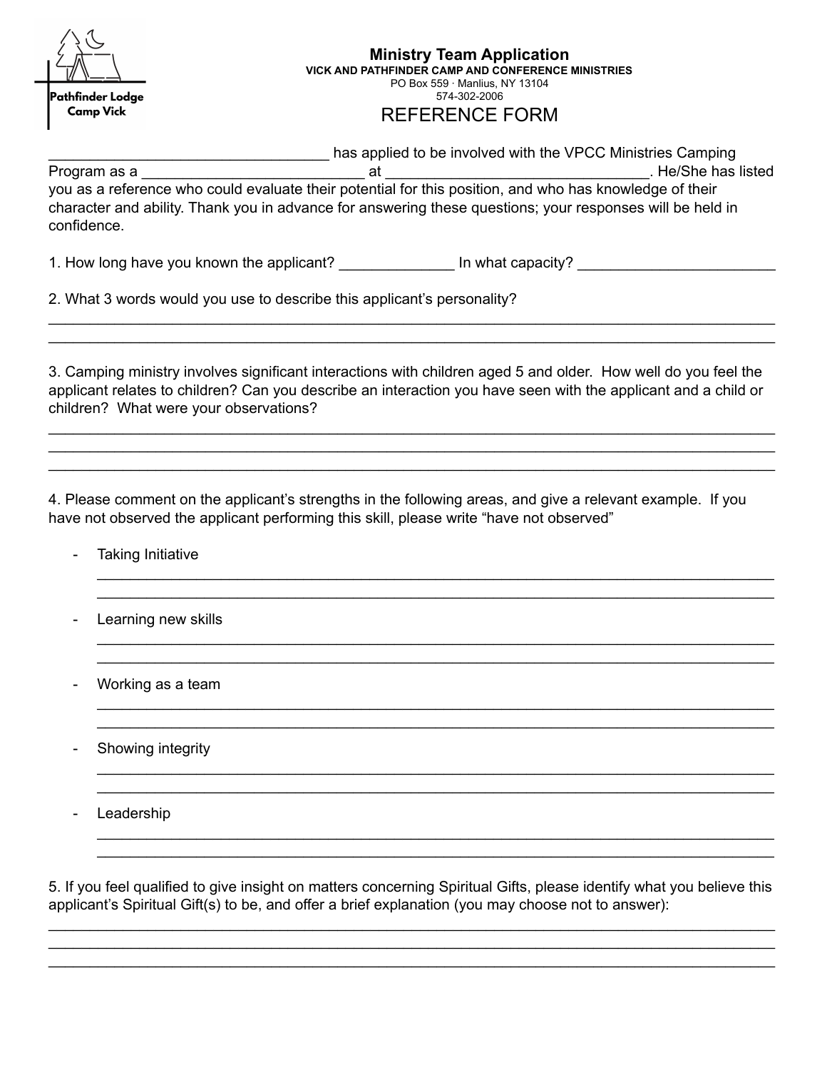Pathfinder Lodge
Camp Vick

# Ministry Team Application

**VICK AND PATHFINDER CAMP AND CONFERENCE MINISTRIES**

PO Box 559 · Manlius, NY 13104

574-302-2006

## REFERENCE FORM

__________________________________ has applied to be involved with the VPCC Ministries Camping Program as a ___________________________ at ________________________________. He/She has listed you as a reference who could evaluate their potential for this position, and who has knowledge of their character and ability. Thank you in advance for answering these questions; your responses will be held in confidence.

1. How long have you known the applicant? ______________ In what capacity? ________________________

2. What 3 words would you use to describe this applicant's personality?

___________________________________________________________________________________________

___________________________________________________________________________________________

3. Camping ministry involves significant interactions with children aged 5 and older. How well do you feel the applicant relates to children? Can you describe an interaction you have seen with the applicant and a child or children? What were your observations?

___________________________________________________________________________________________

___________________________________________________________________________________________

___________________________________________________________________________________________

4. Please comment on the applicant's strengths in the following areas, and give a relevant example. If you have not observed the applicant performing this skill, please write "have not observed"

- Taking Initiative

  ___________________________________________________________________________________

  ___________________________________________________________________________________

- Learning new skills

  ___________________________________________________________________________________

  ___________________________________________________________________________________

- Working as a team

  ___________________________________________________________________________________

  ___________________________________________________________________________________

- Showing integrity

  ___________________________________________________________________________________

  ___________________________________________________________________________________

- Leadership

  ___________________________________________________________________________________

  ___________________________________________________________________________________

5. If you feel qualified to give insight on matters concerning Spiritual Gifts, please identify what you believe this applicant's Spiritual Gift(s) to be, and offer a brief explanation (you may choose not to answer):

___________________________________________________________________________________________

___________________________________________________________________________________________

___________________________________________________________________________________________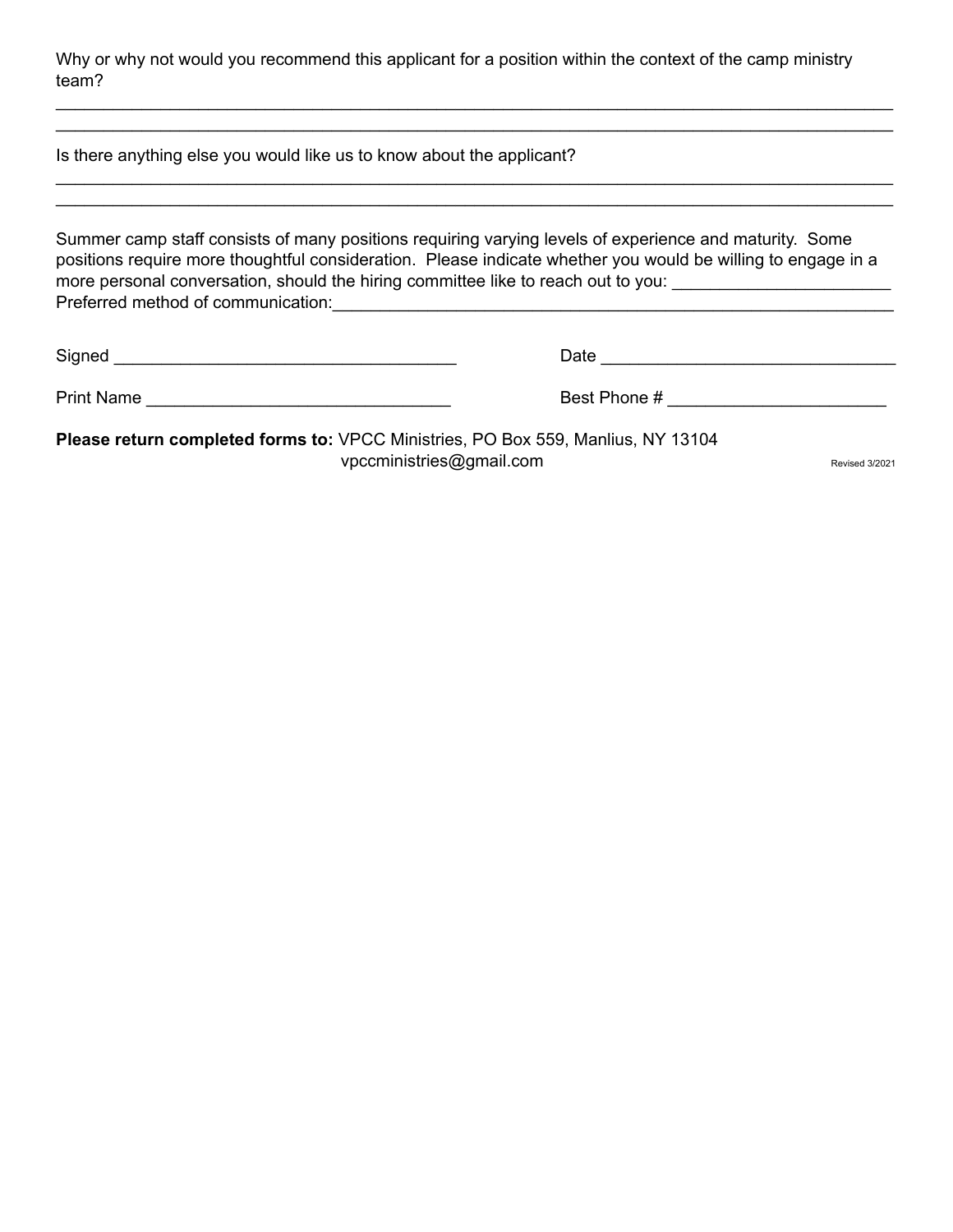Why or why not would you recommend this applicant for a position within the context of the camp ministry team?

______________________________________________________________________________________

______________________________________________________________________________________

Is there anything else you would like us to know about the applicant?

______________________________________________________________________________________

______________________________________________________________________________________

Summer camp staff consists of many positions requiring varying levels of experience and maturity. Some positions require more thoughtful consideration. Please indicate whether you would be willing to engage in a more personal conversation, should the hiring committee like to reach out to you: _______________________
Preferred method of communication:_______________________________________________________________

Signed ____________________________________ Date _______________________________

Print Name _______________________________ Best Phone # _______________________

**Please return completed forms to:** VPCC Ministries, PO Box 559, Manlius, NY 13104
vpccministries@gmail.com

Revised 3/2021